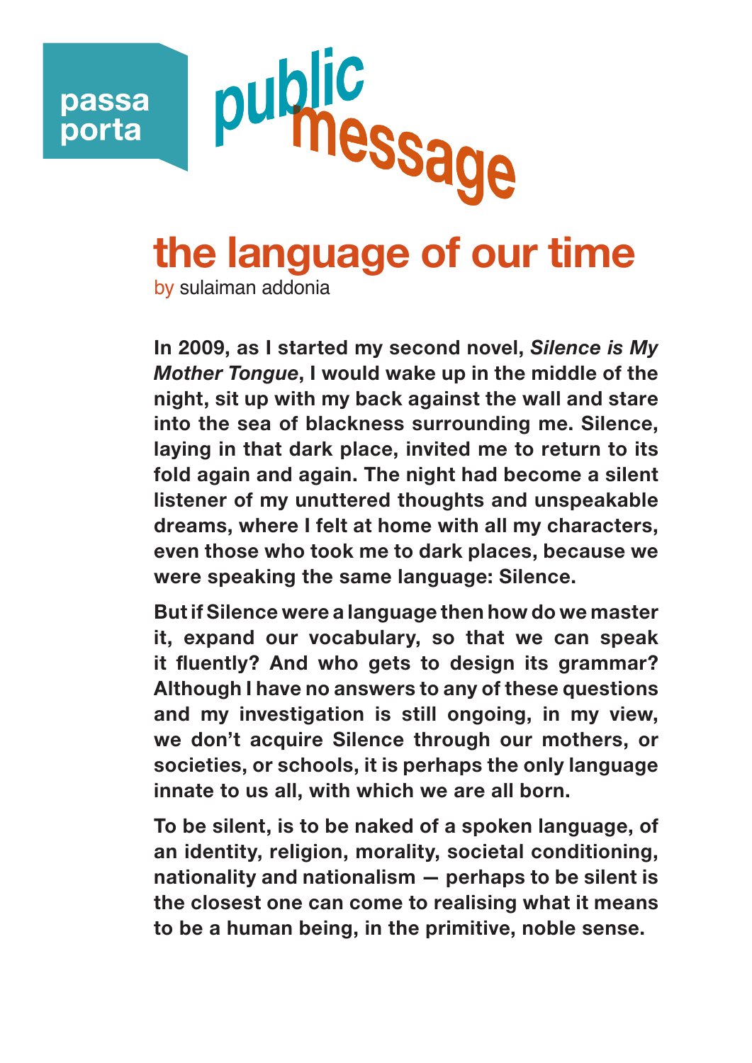passa porta

public message

# the language of our time

by sulaiman addonia

**In 2009, as I started my second novel, *Silence is My Mother Tongue*, I would wake up in the middle of the night, sit up with my back against the wall and stare into the sea of blackness surrounding me. Silence, laying in that dark place, invited me to return to its fold again and again. The night had become a silent listener of my unuttered thoughts and unspeakable dreams, where I felt at home with all my characters, even those who took me to dark places, because we were speaking the same language: Silence.**

**But if Silence were a language then how do we master it, expand our vocabulary, so that we can speak it fluently? And who gets to design its grammar? Although I have no answers to any of these questions and my investigation is still ongoing, in my view, we don't acquire Silence through our mothers, or societies, or schools, it is perhaps the only language innate to us all, with which we are all born.**

**To be silent, is to be naked of a spoken language, of an identity, religion, morality, societal conditioning, nationality and nationalism — perhaps to be silent is the closest one can come to realising what it means to be a human being, in the primitive, noble sense.**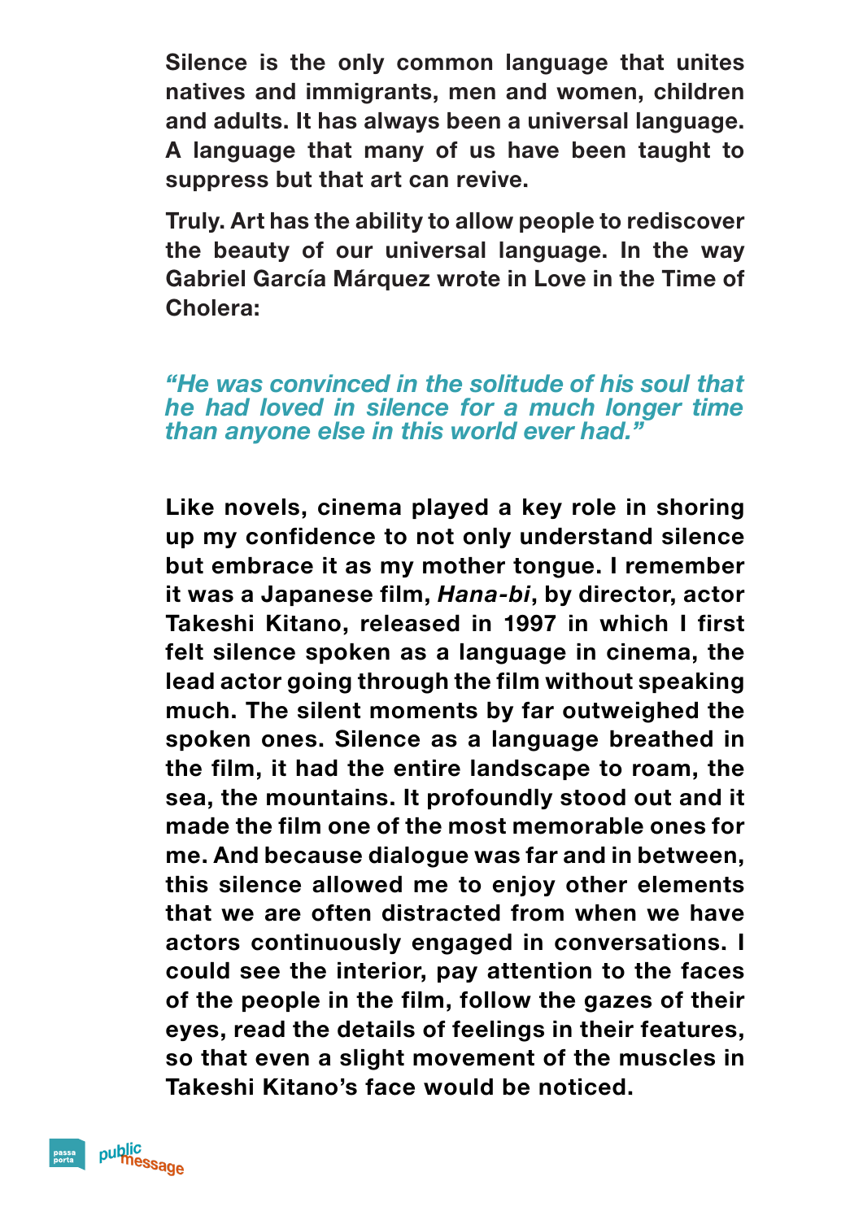**Silence is the only common language that unites natives and immigrants, men and women, children and adults. It has always been a universal language. A language that many of us have been taught to suppress but that art can revive.**

**Truly. Art has the ability to allow people to rediscover the beauty of our universal language. In the way Gabriel García Márquez wrote in Love in the Time of Cholera:**

***"He was convinced in the solitude of his soul that he had loved in silence for a much longer time than anyone else in this world ever had."***

**Like novels, cinema played a key role in shoring up my confidence to not only understand silence but embrace it as my mother tongue. I remember it was a Japanese film, *Hana-bi*, by director, actor Takeshi Kitano, released in 1997 in which I first felt silence spoken as a language in cinema, the lead actor going through the film without speaking much. The silent moments by far outweighed the spoken ones. Silence as a language breathed in the film, it had the entire landscape to roam, the sea, the mountains. It profoundly stood out and it made the film one of the most memorable ones for me. And because dialogue was far and in between, this silence allowed me to enjoy other elements that we are often distracted from when we have actors continuously engaged in conversations. I could see the interior, pay attention to the faces of the people in the film, follow the gazes of their eyes, read the details of feelings in their features, so that even a slight movement of the muscles in Takeshi Kitano's face would be noticed.**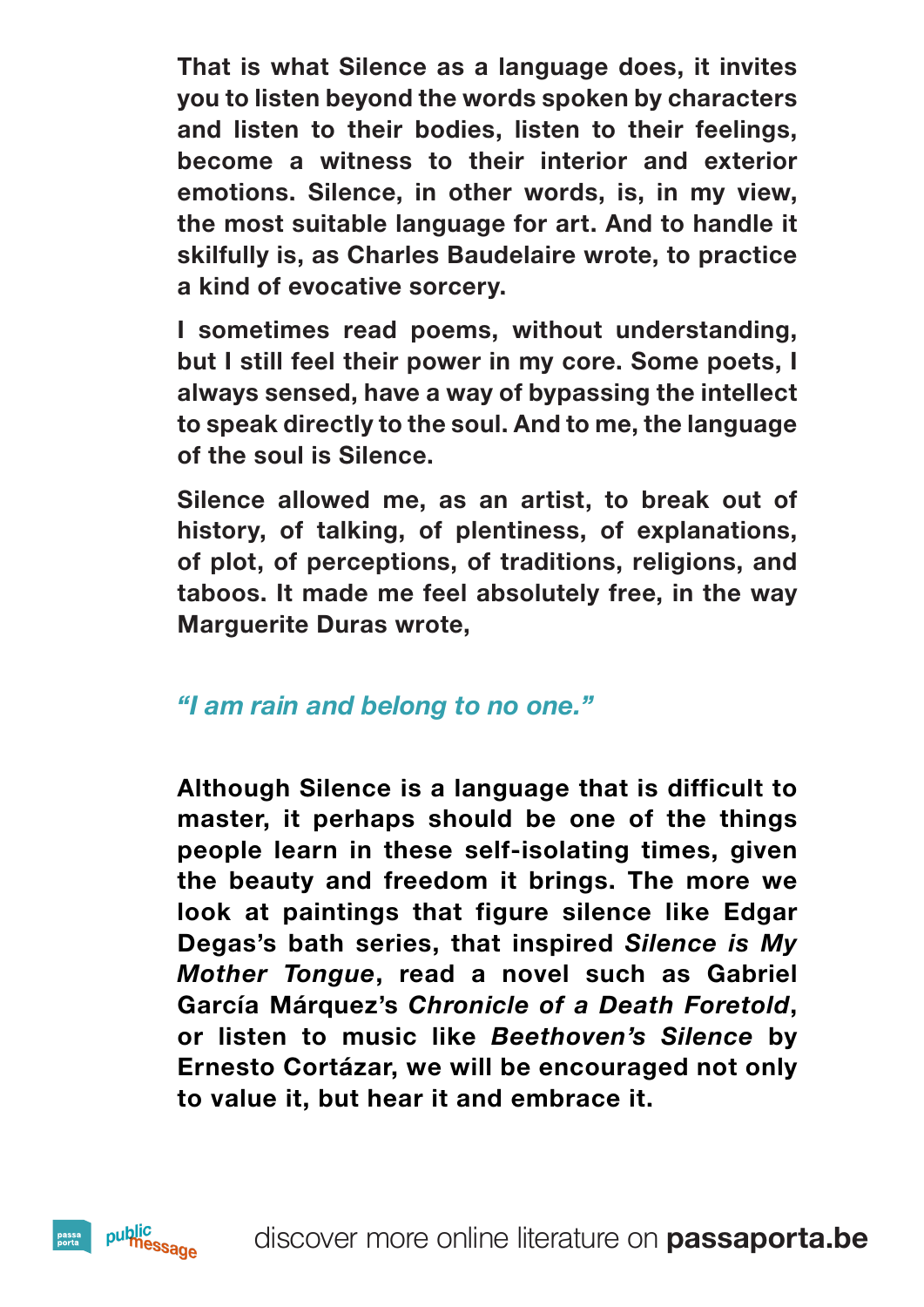**That is what Silence as a language does, it invites you to listen beyond the words spoken by characters and listen to their bodies, listen to their feelings, become a witness to their interior and exterior emotions. Silence, in other words, is, in my view, the most suitable language for art. And to handle it skilfully is, as Charles Baudelaire wrote, to practice a kind of evocative sorcery.**

**I sometimes read poems, without understanding, but I still feel their power in my core. Some poets, I always sensed, have a way of bypassing the intellect to speak directly to the soul. And to me, the language of the soul is Silence.**

**Silence allowed me, as an artist, to break out of history, of talking, of plentiness, of explanations, of plot, of perceptions, of traditions, religions, and taboos. It made me feel absolutely free, in the way Marguerite Duras wrote,**

***"I am rain and belong to no one."***

**Although Silence is a language that is difficult to master, it perhaps should be one of the things people learn in these self-isolating times, given the beauty and freedom it brings. The more we look at paintings that figure silence like Edgar Degas's bath series, that inspired *Silence is My Mother Tongue*, read a novel such as Gabriel García Márquez's *Chronicle of a Death Foretold*, or listen to music like *Beethoven's Silence* by Ernesto Cortázar, we will be encouraged not only to value it, but hear it and embrace it.**